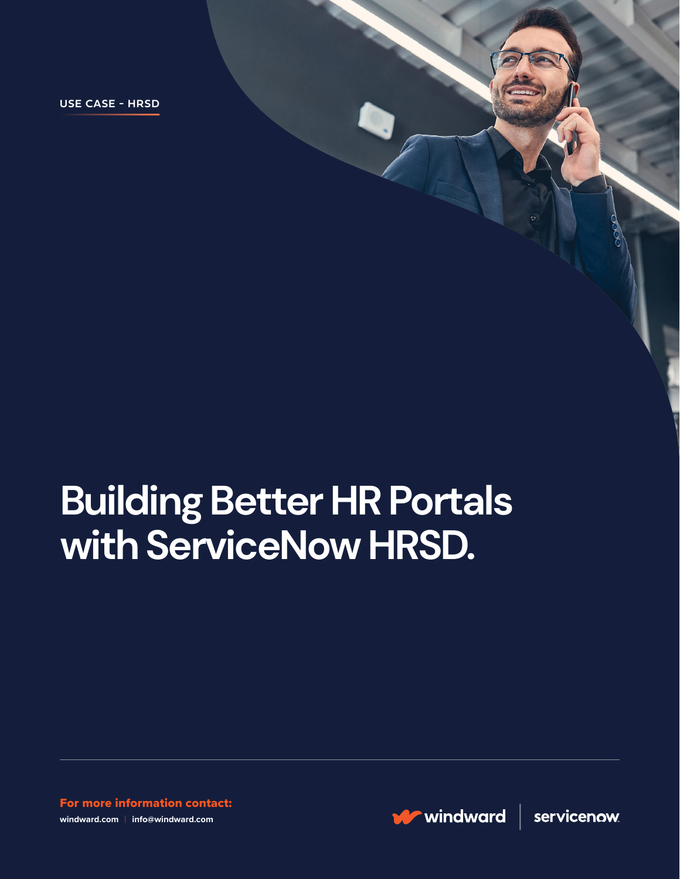USE CASE - HRSD

# Building Better HR Portals with ServiceNow HRSD.

**For more information contact:**

windward.com | info@windward.com

windward | servicenow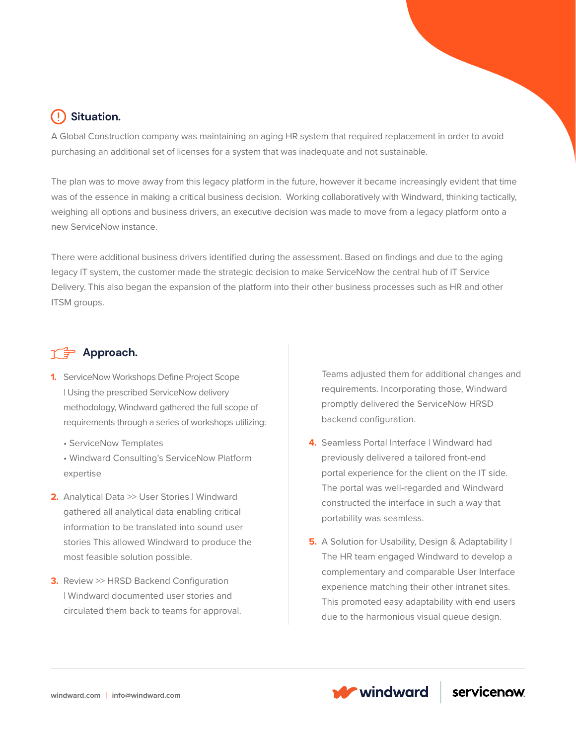## Situation.

A Global Construction company was maintaining an aging HR system that required replacement in order to avoid purchasing an additional set of licenses for a system that was inadequate and not sustainable.

The plan was to move away from this legacy platform in the future, however it became increasingly evident that time was of the essence in making a critical business decision. Working collaboratively with Windward, thinking tactically, weighing all options and business drivers, an executive decision was made to move from a legacy platform onto a new ServiceNow instance.

There were additional business drivers identified during the assessment. Based on findings and due to the aging legacy IT system, the customer made the strategic decision to make ServiceNow the central hub of IT Service Delivery. This also began the expansion of the platform into their other business processes such as HR and other ITSM groups.

## Approach.

1. ServiceNow Workshops Define Project Scope | Using the prescribed ServiceNow delivery methodology, Windward gathered the full scope of requirements through a series of workshops utilizing:
   - ServiceNow Templates
   - Windward Consulting's ServiceNow Platform expertise

2. Analytical Data >> User Stories | Windward gathered all analytical data enabling critical information to be translated into sound user stories This allowed Windward to produce the most feasible solution possible.

3. Review >> HRSD Backend Configuration | Windward documented user stories and circulated them back to teams for approval. Teams adjusted them for additional changes and requirements. Incorporating those, Windward promptly delivered the ServiceNow HRSD backend configuration.

4. Seamless Portal Interface | Windward had previously delivered a tailored front-end portal experience for the client on the IT side. The portal was well-regarded and Windward constructed the interface in such a way that portability was seamless.

5. A Solution for Usability, Design & Adaptability | The HR team engaged Windward to develop a complementary and comparable User Interface experience matching their other intranet sites. This promoted easy adaptability with end users due to the harmonious visual queue design.

windward.com | info@windward.com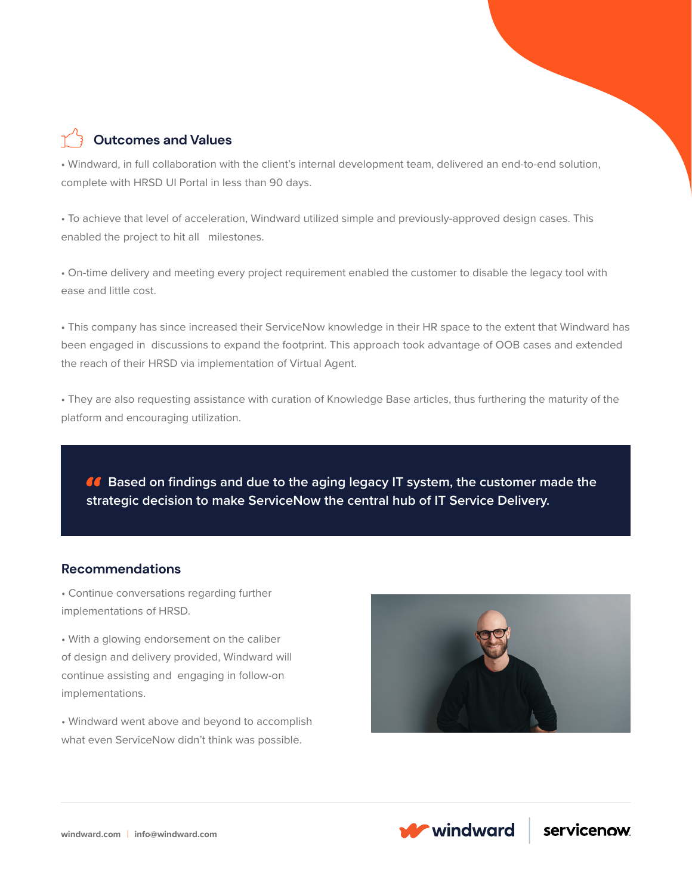## Outcomes and Values

- Windward, in full collaboration with the client's internal development team, delivered an end-to-end solution, complete with HRSD UI Portal in less than 90 days.

- To achieve that level of acceleration, Windward utilized simple and previously-approved design cases. This enabled the project to hit all milestones.

- On-time delivery and meeting every project requirement enabled the customer to disable the legacy tool with ease and little cost.

- This company has since increased their ServiceNow knowledge in their HR space to the extent that Windward has been engaged in discussions to expand the footprint. This approach took advantage of OOB cases and extended the reach of their HRSD via implementation of Virtual Agent.

- They are also requesting assistance with curation of Knowledge Base articles, thus furthering the maturity of the platform and encouraging utilization.

> **Based on findings and due to the aging legacy IT system, the customer made the strategic decision to make ServiceNow the central hub of IT Service Delivery.**

## Recommendations

- Continue conversations regarding further implementations of HRSD.

- With a glowing endorsement on the caliber of design and delivery provided, Windward will continue assisting and engaging in follow-on implementations.

- Windward went above and beyond to accomplish what even ServiceNow didn't think was possible.

windward.com | info@windward.com